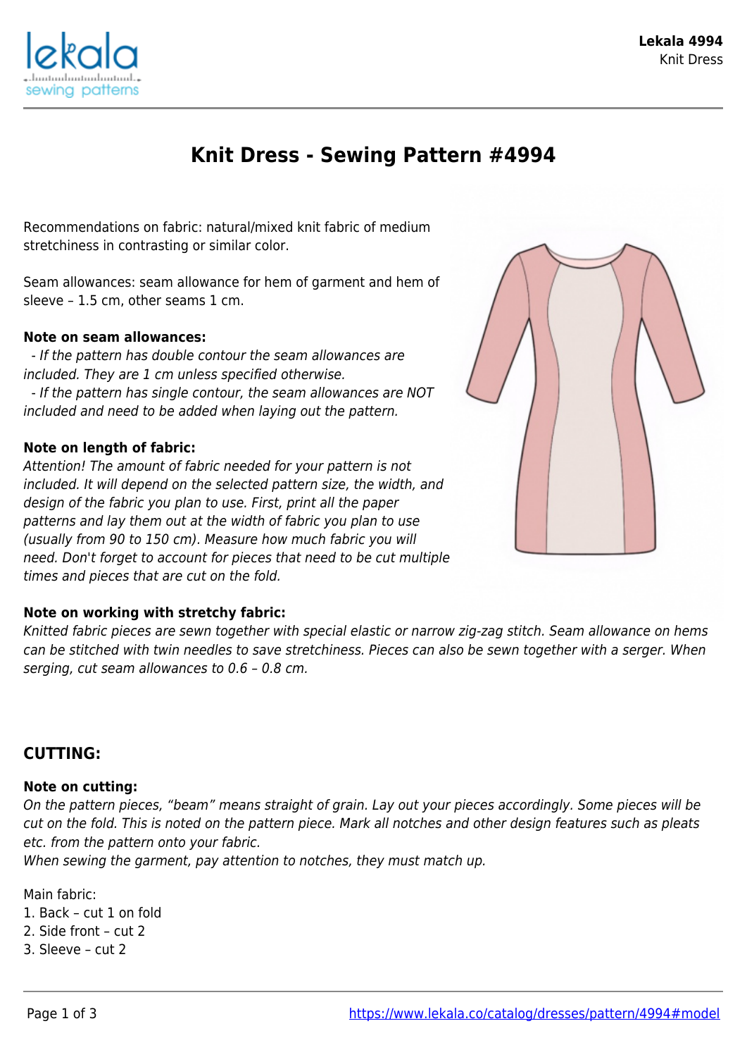# Knit Dress - Sewing Pattern #4994

Recommendations on fabric: natural/mixed knit fabric of medium stretchiness in contrasting or similar color.

Seam allowances: seam allowance for hem of garment and hem of sleeve – 1.5 cm, other seams 1 cm.

**Note on seam allowances:**

- *If the pattern has double contour the seam allowances are included. They are 1 cm unless specified otherwise.*
- *If the pattern has single contour, the seam allowances are NOT included and need to be added when laying out the pattern.*

**Note on length of fabric:**

*Attention! The amount of fabric needed for your pattern is not included. It will depend on the selected pattern size, the width, and design of the fabric you plan to use. First, print all the paper patterns and lay them out at the width of fabric you plan to use (usually from 90 to 150 cm). Measure how much fabric you will need. Don't forget to account for pieces that need to be cut multiple times and pieces that are cut on the fold.*

**Note on working with stretchy fabric:**

*Knitted fabric pieces are sewn together with special elastic or narrow zig-zag stitch. Seam allowance on hems can be stitched with twin needles to save stretchiness. Pieces can also be sewn together with a serger. When serging, cut seam allowances to 0.6 – 0.8 cm.*

## CUTTING:

**Note on cutting:**

*On the pattern pieces, "beam" means straight of grain. Lay out your pieces accordingly. Some pieces will be cut on the fold. This is noted on the pattern piece. Mark all notches and other design features such as pleats etc. from the pattern onto your fabric.*

*When sewing the garment, pay attention to notches, they must match up.*

Main fabric:

1. Back – cut 1 on fold
2. Side front – cut 2
3. Sleeve – cut 2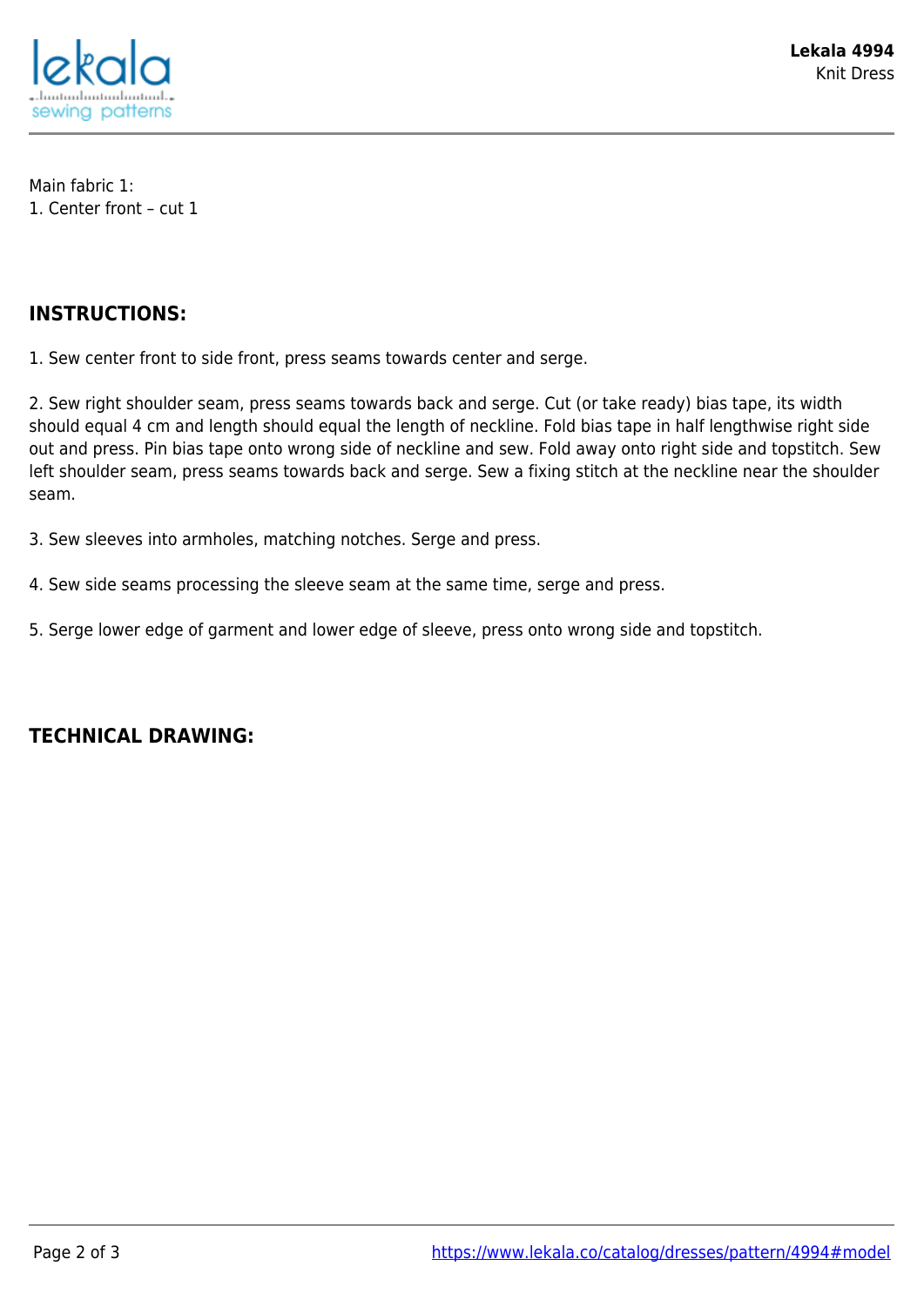Main fabric 1:
1. Center front – cut 1

## INSTRUCTIONS:

1. Sew center front to side front, press seams towards center and serge.

2. Sew right shoulder seam, press seams towards back and serge. Cut (or take ready) bias tape, its width should equal 4 cm and length should equal the length of neckline. Fold bias tape in half lengthwise right side out and press. Pin bias tape onto wrong side of neckline and sew. Fold away onto right side and topstitch. Sew left shoulder seam, press seams towards back and serge. Sew a fixing stitch at the neckline near the shoulder seam.

3. Sew sleeves into armholes, matching notches. Serge and press.

4. Sew side seams processing the sleeve seam at the same time, serge and press.

5. Serge lower edge of garment and lower edge of sleeve, press onto wrong side and topstitch.

## TECHNICAL DRAWING: